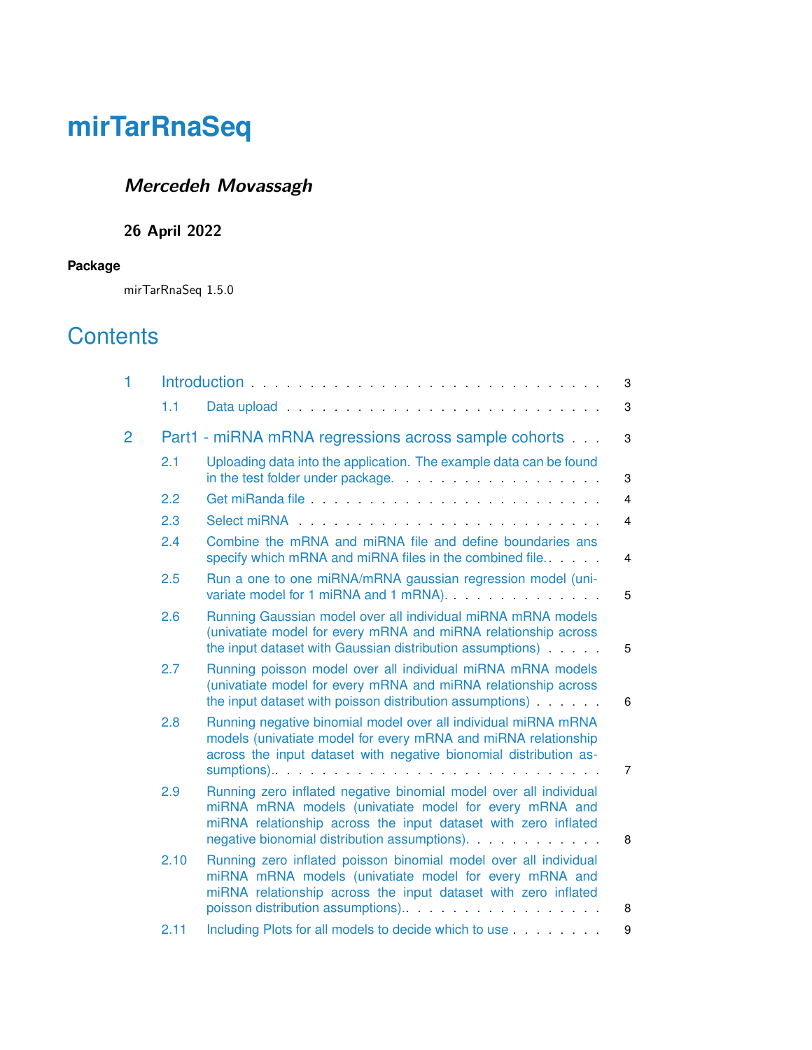# mirTarRnaSeq

***Mercedeh Movassagh***

**26 April 2022**

**Package**

mirTarRnaSeq 1.5.0

# Contents

- 1 Introduction . . . . . . . . . . . . . . . . . . . . . . . . . . . . . 3
  - 1.1 Data upload . . . . . . . . . . . . . . . . . . . . . . . . . . 3
- 2 Part1 - miRNA mRNA regressions across sample cohorts . . . 3
  - 2.1 Uploading data into the application. The example data can be found in the test folder under package. . . . . . . . . . . . . . . . . . 3
  - 2.2 Get miRanda file . . . . . . . . . . . . . . . . . . . . . . . 4
  - 2.3 Select miRNA . . . . . . . . . . . . . . . . . . . . . . . . . 4
  - 2.4 Combine the mRNA and miRNA file and define boundaries ans specify which mRNA and miRNA files in the combined file.. . . . . . 4
  - 2.5 Run a one to one miRNA/mRNA gaussian regression model (univariate model for 1 miRNA and 1 mRNA). . . . . . . . . . . . . . . 5
  - 2.6 Running Gaussian model over all individual miRNA mRNA models (univatiate model for every mRNA and miRNA relationship across the input dataset with Gaussian distribution assumptions) . . . . . 5
  - 2.7 Running poisson model over all individual miRNA mRNA models (univatiate model for every mRNA and miRNA relationship across the input dataset with poisson distribution assumptions) . . . . . . 6
  - 2.8 Running negative binomial model over all individual miRNA mRNA models (univatiate model for every mRNA and miRNA relationship across the input dataset with negative bionomial distribution assumptions).. . . . . . . . . . . . . . . . . . . . . . . . . . . . 7
  - 2.9 Running zero inflated negative binomial model over all individual miRNA mRNA models (univatiate model for every mRNA and miRNA relationship across the input dataset with zero inflated negative bionomial distribution assumptions). . . . . . . . . . . . 8
  - 2.10 Running zero inflated poisson binomial model over all individual miRNA mRNA models (univatiate model for every mRNA and miRNA relationship across the input dataset with zero inflated poisson distribution assumptions).. . . . . . . . . . . . . . . . . . 8
  - 2.11 Including Plots for all models to decide which to use . . . . . . . . 9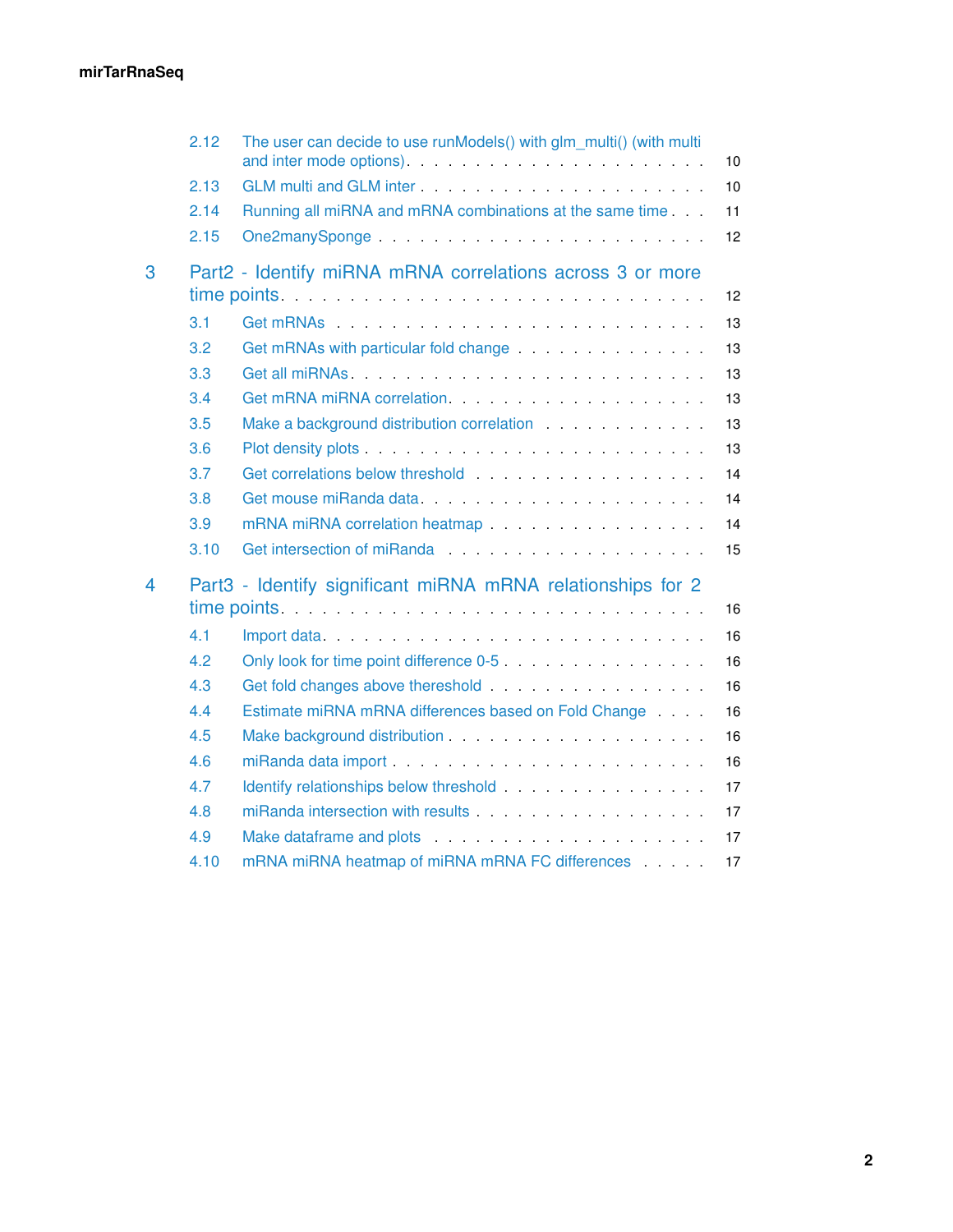2.12 The user can decide to use runModels() with glm_multi() (with multi and inter mode options) . . . . . . . . . . . . . . . . . . . . . 10

2.13 GLM multi and GLM inter . . . . . . . . . . . . . . . . . . . . . 10

2.14 Running all miRNA and mRNA combinations at the same time . . . 11

2.15 One2manySponge . . . . . . . . . . . . . . . . . . . . . . . 12

3 Part2 - Identify miRNA mRNA correlations across 3 or more time points . . . . . . . . . . . . . . . . . . . . . . . . . . 12

3.1 Get mRNAs . . . . . . . . . . . . . . . . . . . . . . . . . 13

3.2 Get mRNAs with particular fold change . . . . . . . . . . . . . . 13

3.3 Get all miRNAs . . . . . . . . . . . . . . . . . . . . . . . . 13

3.4 Get mRNA miRNA correlation . . . . . . . . . . . . . . . . . . 13

3.5 Make a background distribution correlation . . . . . . . . . . . . 13

3.6 Plot density plots . . . . . . . . . . . . . . . . . . . . . . . 13

3.7 Get correlations below threshold . . . . . . . . . . . . . . . . . 14

3.8 Get mouse miRanda data . . . . . . . . . . . . . . . . . . . . 14

3.9 mRNA miRNA correlation heatmap . . . . . . . . . . . . . . . . 14

3.10 Get intersection of miRanda . . . . . . . . . . . . . . . . . . . 15

4 Part3 - Identify significant miRNA mRNA relationships for 2 time points . . . . . . . . . . . . . . . . . . . . . . . . . . 16

4.1 Import data . . . . . . . . . . . . . . . . . . . . . . . . . . 16

4.2 Only look for time point difference 0-5 . . . . . . . . . . . . . . 16

4.3 Get fold changes above thereshold . . . . . . . . . . . . . . . . 16

4.4 Estimate miRNA mRNA differences based on Fold Change . . . . 16

4.5 Make background distribution . . . . . . . . . . . . . . . . . . 16

4.6 miRanda data import . . . . . . . . . . . . . . . . . . . . . . 16

4.7 Identify relationships below threshold . . . . . . . . . . . . . . . 17

4.8 miRanda intersection with results . . . . . . . . . . . . . . . . . 17

4.9 Make dataframe and plots . . . . . . . . . . . . . . . . . . . . 17

4.10 mRNA miRNA heatmap of miRNA mRNA FC differences . . . . . 17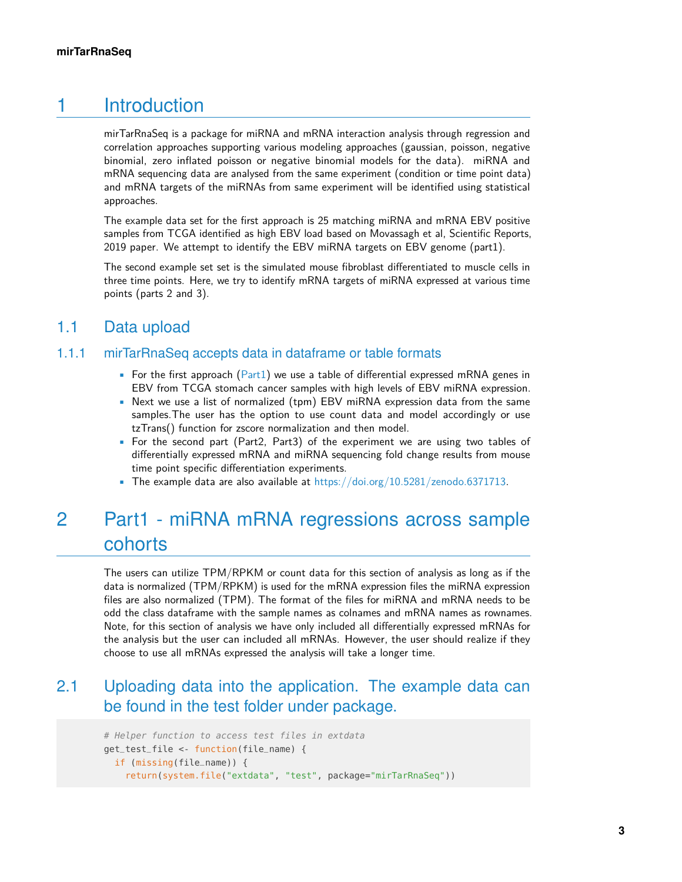# 1 Introduction

mirTarRnaSeq is a package for miRNA and mRNA interaction analysis through regression and correlation approaches supporting various modeling approaches (gaussian, poisson, negative binomial, zero inflated poisson or negative binomial models for the data). miRNA and mRNA sequencing data are analysed from the same experiment (condition or time point data) and mRNA targets of the miRNAs from same experiment will be identified using statistical approaches.

The example data set for the first approach is 25 matching miRNA and mRNA EBV positive samples from TCGA identified as high EBV load based on Movassagh et al, Scientific Reports, 2019 paper. We attempt to identify the EBV miRNA targets on EBV genome (part1).

The second example set set is the simulated mouse fibroblast differentiated to muscle cells in three time points. Here, we try to identify mRNA targets of miRNA expressed at various time points (parts 2 and 3).

## 1.1 Data upload

### 1.1.1 mirTarRnaSeq accepts data in dataframe or table formats

- For the first approach (Part1) we use a table of differential expressed mRNA genes in EBV from TCGA stomach cancer samples with high levels of EBV miRNA expression.
- Next we use a list of normalized (tpm) EBV miRNA expression data from the same samples.The user has the option to use count data and model accordingly or use tzTrans() function for zscore normalization and then model.
- For the second part (Part2, Part3) of the experiment we are using two tables of differentially expressed mRNA and miRNA sequencing fold change results from mouse time point specific differentiation experiments.
- The example data are also available at https://doi.org/10.5281/zenodo.6371713.

# 2 Part1 - miRNA mRNA regressions across sample cohorts

The users can utilize TPM/RPKM or count data for this section of analysis as long as if the data is normalized (TPM/RPKM) is used for the mRNA expression files the miRNA expression files are also normalized (TPM). The format of the files for miRNA and mRNA needs to be odd the class dataframe with the sample names as colnames and mRNA names as rownames. Note, for this section of analysis we have only included all differentially expressed mRNAs for the analysis but the user can included all mRNAs. However, the user should realize if they choose to use all mRNAs expressed the analysis will take a longer time.

## 2.1 Uploading data into the application. The example data can be found in the test folder under package.

```
# Helper function to access test files in extdata
get_test_file <- function(file_name) {
  if (missing(file_name)) {
    return(system.file("extdata", "test", package="mirTarRnaSeq"))
```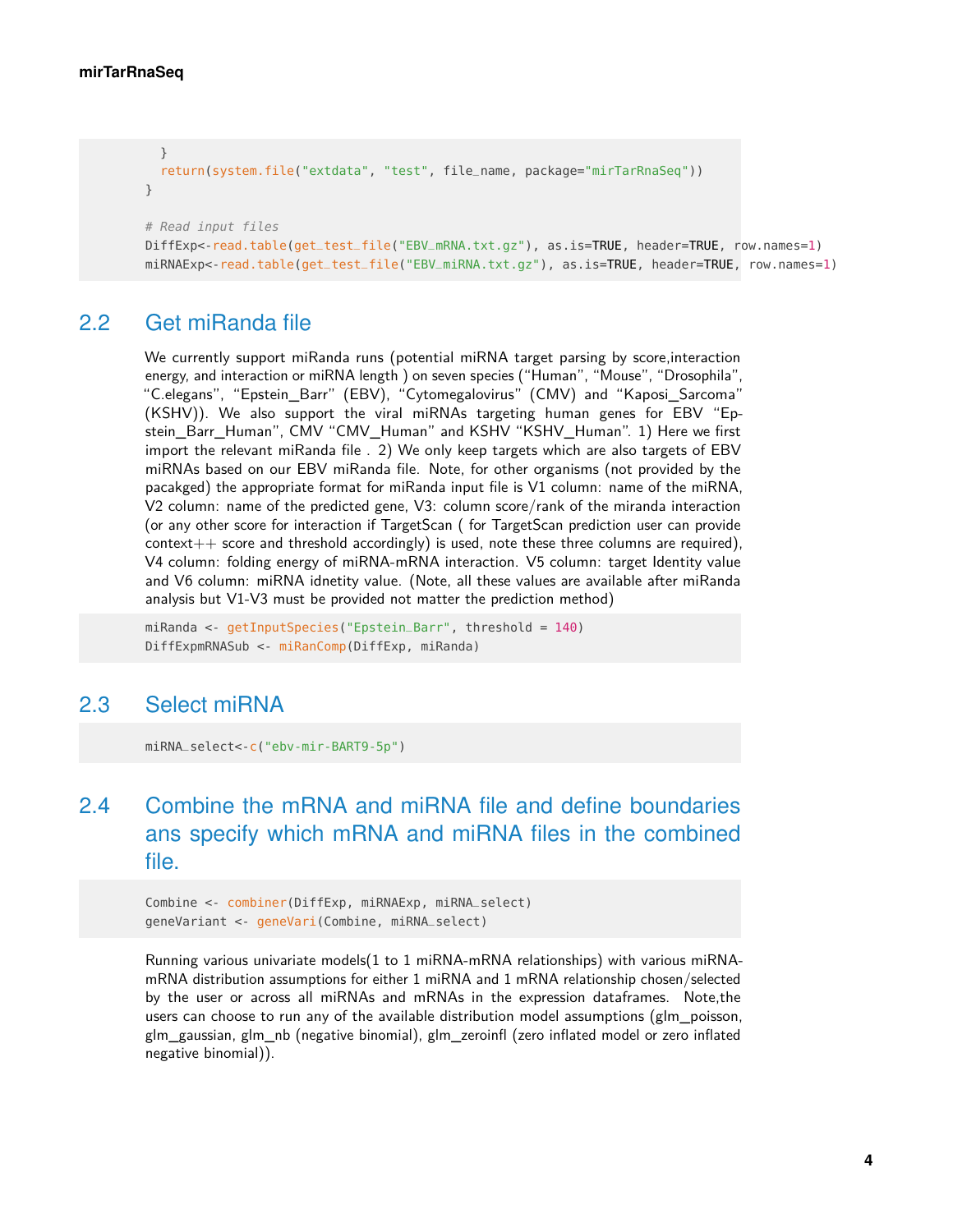```
  }
  return(system.file("extdata", "test", file_name, package="mirTarRnaSeq"))
}

# Read input files
DiffExp<-read.table(get_test_file("EBV_mRNA.txt.gz"), as.is=TRUE, header=TRUE, row.names=1)
miRNAExp<-read.table(get_test_file("EBV_miRNA.txt.gz"), as.is=TRUE, header=TRUE, row.names=1)
```

## 2.2 Get miRanda file

We currently support miRanda runs (potential miRNA target parsing by score,interaction energy, and interaction or miRNA length ) on seven species ("Human", "Mouse", "Drosophila", "C.elegans", "Epstein_Barr" (EBV), "Cytomegalovirus" (CMV) and "Kaposi_Sarcoma" (KSHV)). We also support the viral miRNAs targeting human genes for EBV "Epstein_Barr_Human", CMV "CMV_Human" and KSHV "KSHV_Human". 1) Here we first import the relevant miRanda file . 2) We only keep targets which are also targets of EBV miRNAs based on our EBV miRanda file. Note, for other organisms (not provided by the pacakged) the appropriate format for miRanda input file is V1 column: name of the miRNA, V2 column: name of the predicted gene, V3: column score/rank of the miranda interaction (or any other score for interaction if TargetScan ( for TargetScan prediction user can provide context++ score and threshold accordingly) is used, note these three columns are required), V4 column: folding energy of miRNA-mRNA interaction. V5 column: target Identity value and V6 column: miRNA idnetity value. (Note, all these values are available after miRanda analysis but V1-V3 must be provided not matter the prediction method)

```
miRanda <- getInputSpecies("Epstein_Barr", threshold = 140)
DiffExpmRNASub <- miRanComp(DiffExp, miRanda)
```

## 2.3 Select miRNA

```
miRNA_select<-c("ebv-mir-BART9-5p")
```

## 2.4 Combine the mRNA and miRNA file and define boundaries ans specify which mRNA and miRNA files in the combined file.

```
Combine <- combiner(DiffExp, miRNAExp, miRNA_select)
geneVariant <- geneVari(Combine, miRNA_select)
```

Running various univariate models(1 to 1 miRNA-mRNA relationships) with various miRNA-mRNA distribution assumptions for either 1 miRNA and 1 mRNA relationship chosen/selected by the user or across all miRNAs and mRNAs in the expression dataframes. Note,the users can choose to run any of the available distribution model assumptions (glm_poisson, glm_gaussian, glm_nb (negative binomial), glm_zeroinfl (zero inflated model or zero inflated negative binomial)).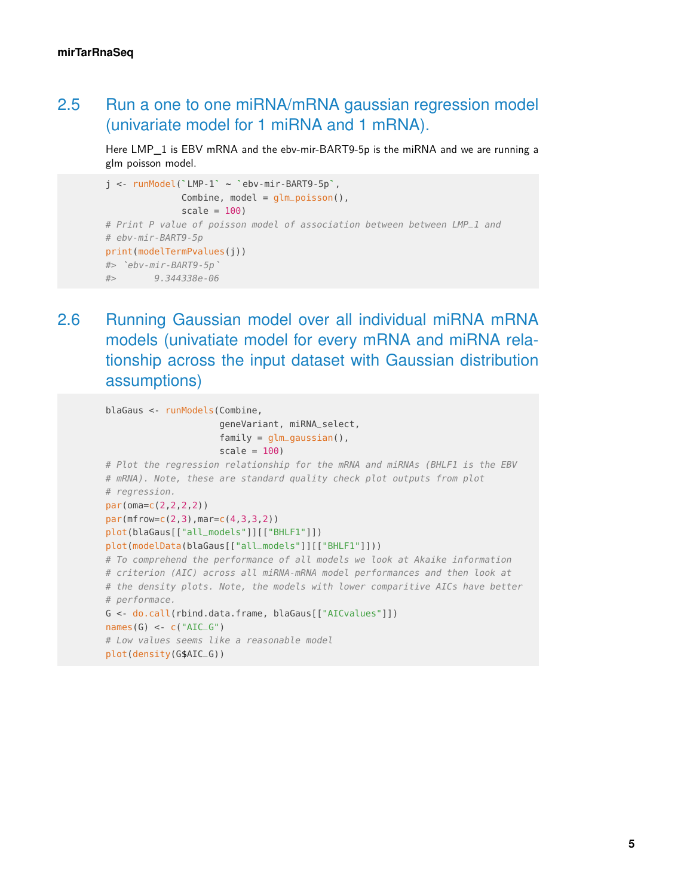## 2.5 Run a one to one miRNA/mRNA gaussian regression model (univariate model for 1 miRNA and 1 mRNA).

Here LMP_1 is EBV mRNA and the ebv-mir-BART9-5p is the miRNA and we are running a glm poisson model.

```
j <- runModel(`LMP-1` ~ `ebv-mir-BART9-5p`,
              Combine, model = glm_poisson(),
              scale = 100)
# Print P value of poisson model of association between between LMP_1 and
# ebv-mir-BART9-5p
print(modelTermPvalues(j))
#> `ebv-mir-BART9-5p`
#>       9.344338e-06
```

## 2.6 Running Gaussian model over all individual miRNA mRNA models (univatiate model for every mRNA and miRNA relationship across the input dataset with Gaussian distribution assumptions)

```
blaGaus <- runModels(Combine,
                     geneVariant, miRNA_select,
                     family = glm_gaussian(),
                     scale = 100)
# Plot the regression relationship for the mRNA and miRNAs (BHLF1 is the EBV
# mRNA). Note, these are standard quality check plot outputs from plot
# regression.
par(oma=c(2,2,2,2))
par(mfrow=c(2,3),mar=c(4,3,3,2))
plot(blaGaus[["all_models"]][["BHLF1"]])
plot(modelData(blaGaus[["all_models"]][["BHLF1"]]))
# To comprehend the performance of all models we look at Akaike information
# criterion (AIC) across all miRNA-mRNA model performances and then look at
# the density plots. Note, the models with lower comparitive AICs have better
# performace.
G <- do.call(rbind.data.frame, blaGaus[["AICvalues"]])
names(G) <- c("AIC_G")
# Low values seems like a reasonable model
plot(density(G$AIC_G))
```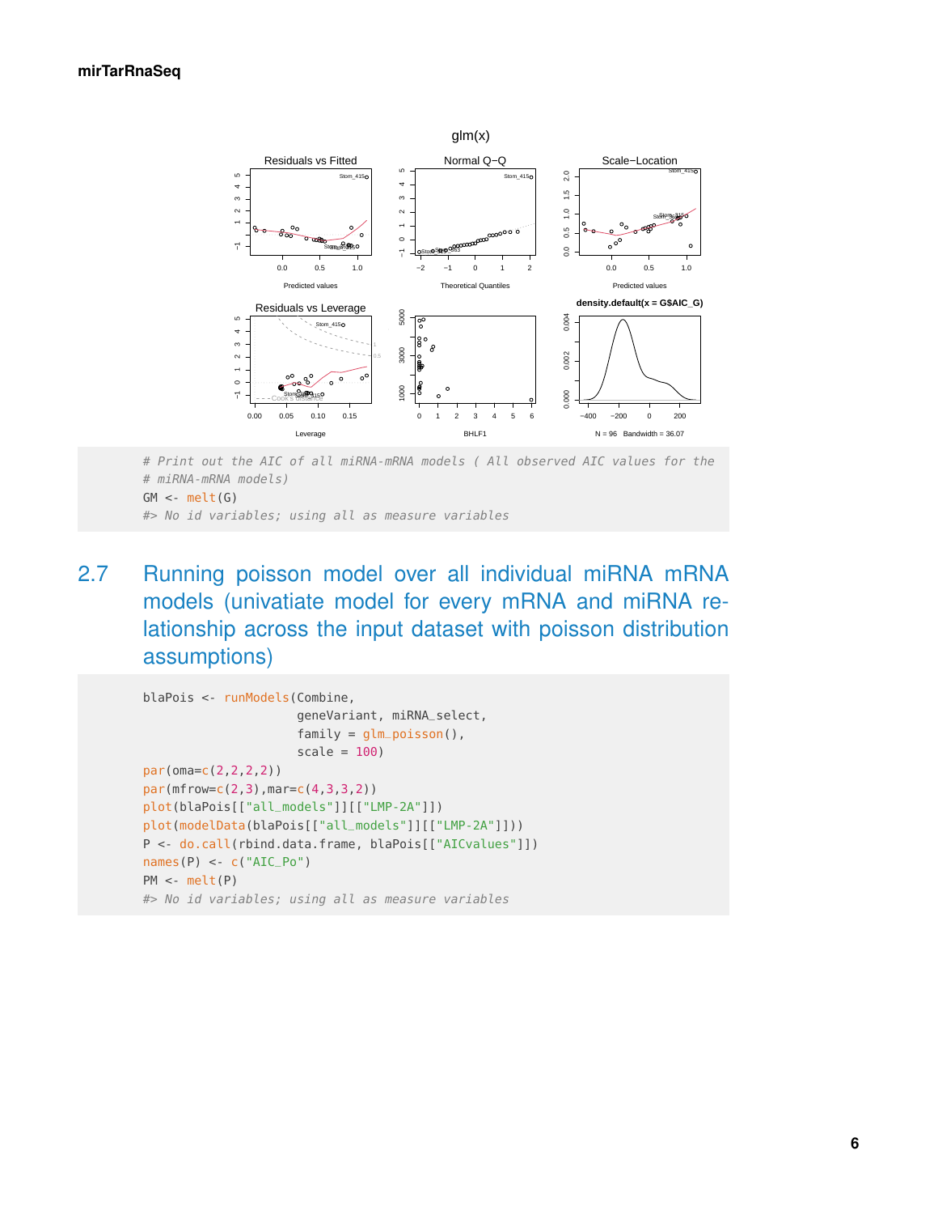```
# Print out the AIC of all miRNA-mRNA models ( All observed AIC values for the
# miRNA-mRNA models)
GM <- melt(G)
#> No id variables; using all as measure variables
```

## 2.7 Running poisson model over all individual miRNA mRNA models (univatiate model for every mRNA and miRNA relationship across the input dataset with poisson distribution assumptions)

```
blaPois <- runModels(Combine,
                     geneVariant, miRNA_select,
                     family = glm_poisson(),
                     scale = 100)
par(oma=c(2,2,2,2))
par(mfrow=c(2,3),mar=c(4,3,3,2))
plot(blaPois[["all_models"]][["LMP-2A"]])
plot(modelData(blaPois[["all_models"]][["LMP-2A"]]))
P <- do.call(rbind.data.frame, blaPois[["AICvalues"]])
names(P) <- c("AIC_Po")
PM <- melt(P)
#> No id variables; using all as measure variables
```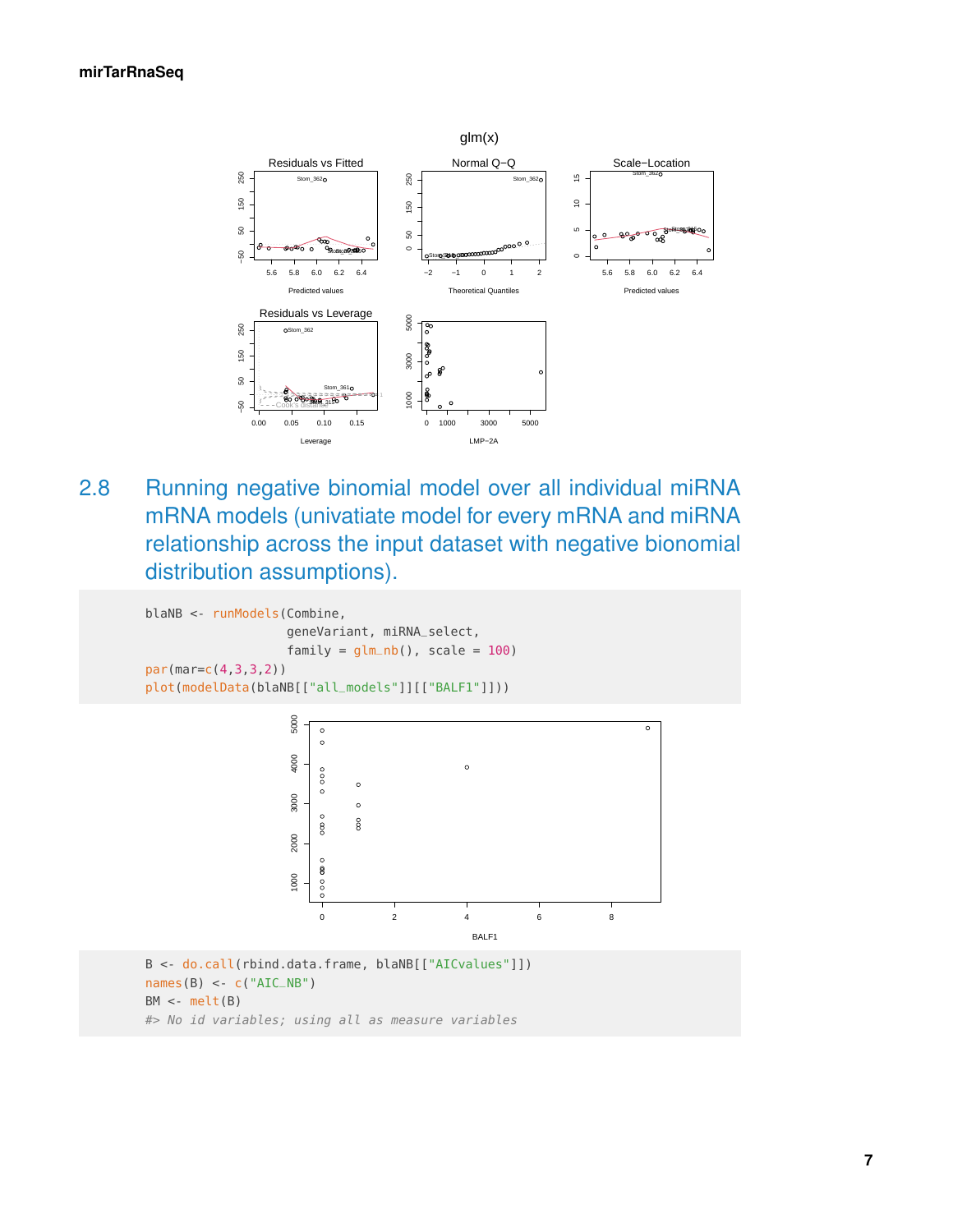## 2.8 Running negative binomial model over all individual miRNA mRNA models (univatiate model for every mRNA and miRNA relationship across the input dataset with negative bionomial distribution assumptions).

```
blaNB <- runModels(Combine,
                   geneVariant, miRNA_select,
                   family = glm_nb(), scale = 100)
par(mar=c(4,3,3,2))
plot(modelData(blaNB[["all_models"]][["BALF1"]]))
```

```
B <- do.call(rbind.data.frame, blaNB[["AICvalues"]])
names(B) <- c("AIC_NB")
BM <- melt(B)
#> No id variables; using all as measure variables
```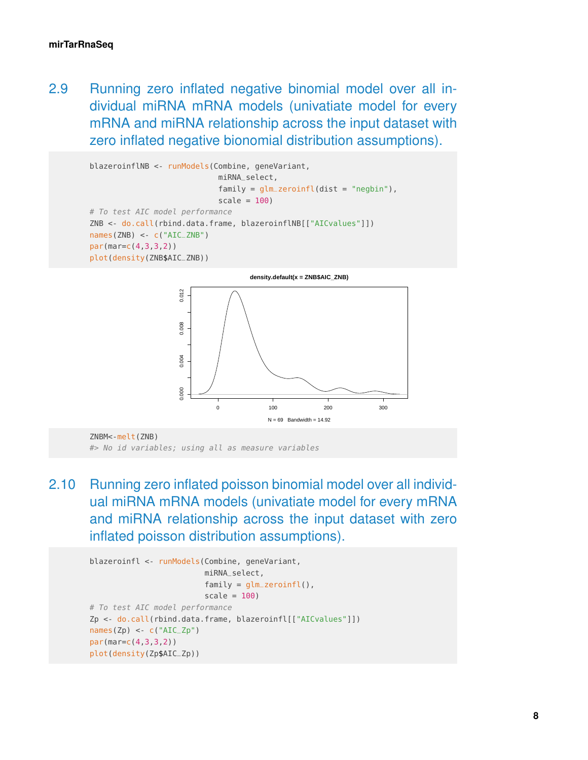## 2.9 Running zero inflated negative binomial model over all individual miRNA mRNA models (univatiate model for every mRNA and miRNA relationship across the input dataset with zero inflated negative bionomial distribution assumptions).

```
blazeroinflNB <- runModels(Combine, geneVariant,
                           miRNA_select,
                           family = glm_zeroinfl(dist = "negbin"),
                           scale = 100)
# To test AIC model performance
ZNB <- do.call(rbind.data.frame, blazeroinflNB[["AICvalues"]])
names(ZNB) <- c("AIC_ZNB")
par(mar=c(4,3,3,2))
plot(density(ZNB$AIC_ZNB))
```

```
ZNBM<-melt(ZNB)
#> No id variables; using all as measure variables
```

## 2.10 Running zero inflated poisson binomial model over all individual miRNA mRNA models (univatiate model for every mRNA and miRNA relationship across the input dataset with zero inflated poisson distribution assumptions).

```
blazeroinfl <- runModels(Combine, geneVariant,
                         miRNA_select,
                         family = glm_zeroinfl(),
                         scale = 100)
# To test AIC model performance
Zp <- do.call(rbind.data.frame, blazeroinfl[["AICvalues"]])
names(Zp) <- c("AIC_Zp")
par(mar=c(4,3,3,2))
plot(density(Zp$AIC_Zp))
```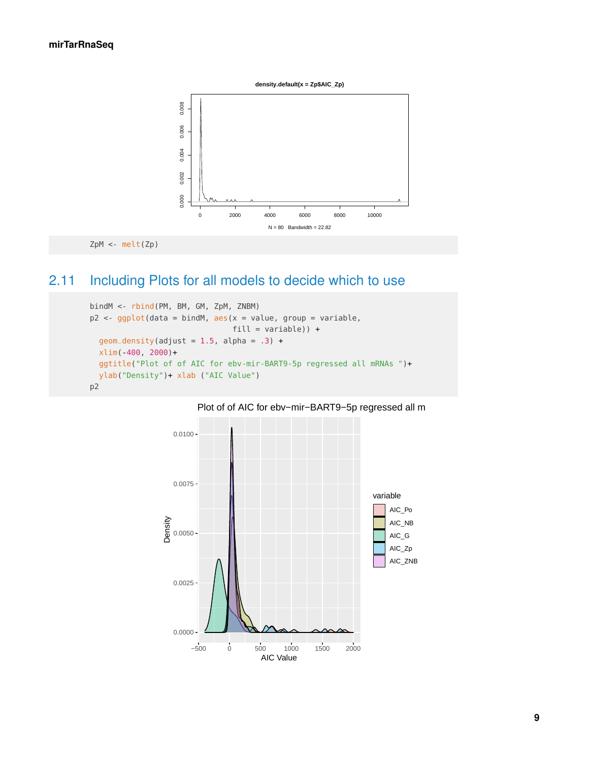```
ZpM <- melt(Zp)
```

## 2.11 Including Plots for all models to decide which to use

```
bindM <- rbind(PM, BM, GM, ZpM, ZNBM)
p2 <- ggplot(data = bindM, aes(x = value, group = variable,
                               fill = variable)) +
  geom_density(adjust = 1.5, alpha = .3) +
  xlim(-400, 2000)+
  ggtitle("Plot of of AIC for ebv-mir-BART9-5p regressed all mRNAs ")+
  ylab("Density")+ xlab ("AIC Value")
p2
```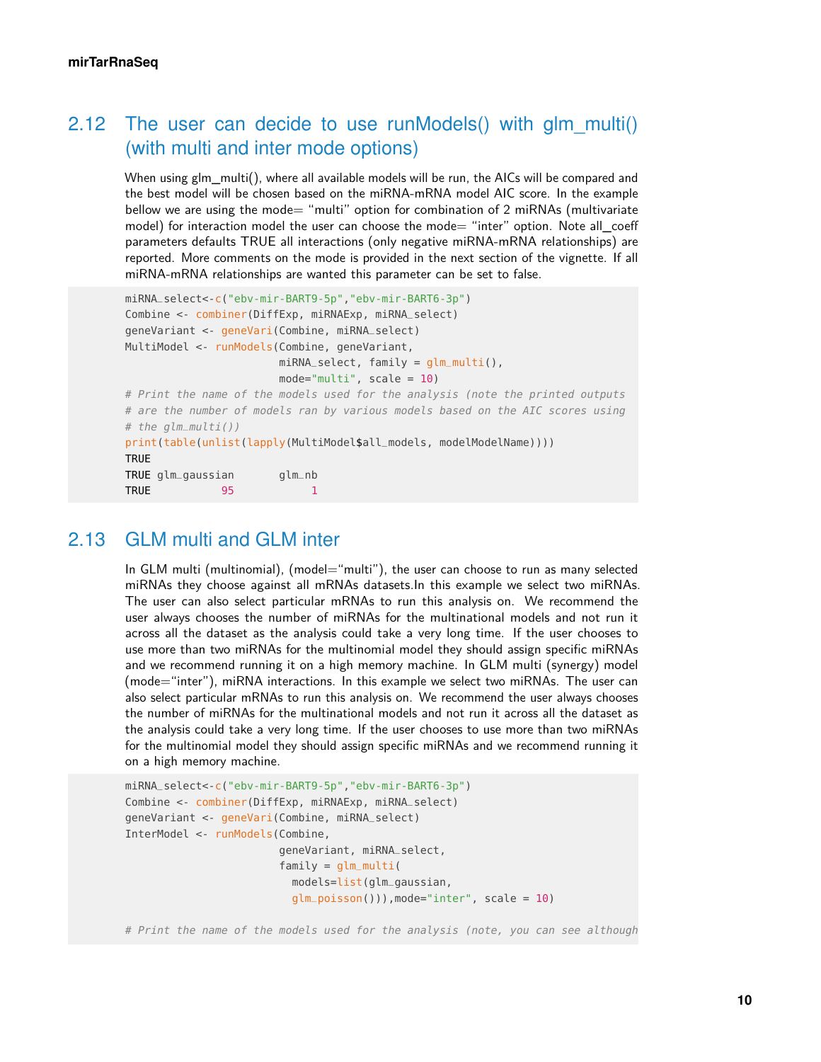## 2.12 The user can decide to use runModels() with glm_multi() (with multi and inter mode options)

When using glm_multi(), where all available models will be run, the AICs will be compared and the best model will be chosen based on the miRNA-mRNA model AIC score. In the example bellow we are using the mode= "multi" option for combination of 2 miRNAs (multivariate model) for interaction model the user can choose the mode= "inter" option. Note all_coeff parameters defaults TRUE all interactions (only negative miRNA-mRNA relationships) are reported. More comments on the mode is provided in the next section of the vignette. If all miRNA-mRNA relationships are wanted this parameter can be set to false.

```
miRNA_select<-c("ebv-mir-BART9-5p","ebv-mir-BART6-3p")
Combine <- combiner(DiffExp, miRNAExp, miRNA_select)
geneVariant <- geneVari(Combine, miRNA_select)
MultiModel <- runModels(Combine, geneVariant,
                        miRNA_select, family = glm_multi(),
                        mode="multi", scale = 10)
# Print the name of the models used for the analysis (note the printed outputs
# are the number of models ran by various models based on the AIC scores using
# the glm_multi())
print(table(unlist(lapply(MultiModel$all_models, modelModelName))))
TRUE
TRUE glm_gaussian       glm_nb
TRUE           95            1
```

## 2.13 GLM multi and GLM inter

In GLM multi (multinomial), (model="multi"), the user can choose to run as many selected miRNAs they choose against all mRNAs datasets.In this example we select two miRNAs. The user can also select particular mRNAs to run this analysis on. We recommend the user always chooses the number of miRNAs for the multinational models and not run it across all the dataset as the analysis could take a very long time. If the user chooses to use more than two miRNAs for the multinomial model they should assign specific miRNAs and we recommend running it on a high memory machine. In GLM multi (synergy) model (mode="inter"), miRNA interactions. In this example we select two miRNAs. The user can also select particular mRNAs to run this analysis on. We recommend the user always chooses the number of miRNAs for the multinational models and not run it across all the dataset as the analysis could take a very long time. If the user chooses to use more than two miRNAs for the multinomial model they should assign specific miRNAs and we recommend running it on a high memory machine.

```
miRNA_select<-c("ebv-mir-BART9-5p","ebv-mir-BART6-3p")
Combine <- combiner(DiffExp, miRNAExp, miRNA_select)
geneVariant <- geneVari(Combine, miRNA_select)
InterModel <- runModels(Combine,
                        geneVariant, miRNA_select,
                        family = glm_multi(
                          models=list(glm_gaussian,
                          glm_poisson())),mode="inter", scale = 10)

# Print the name of the models used for the analysis (note, you can see although
```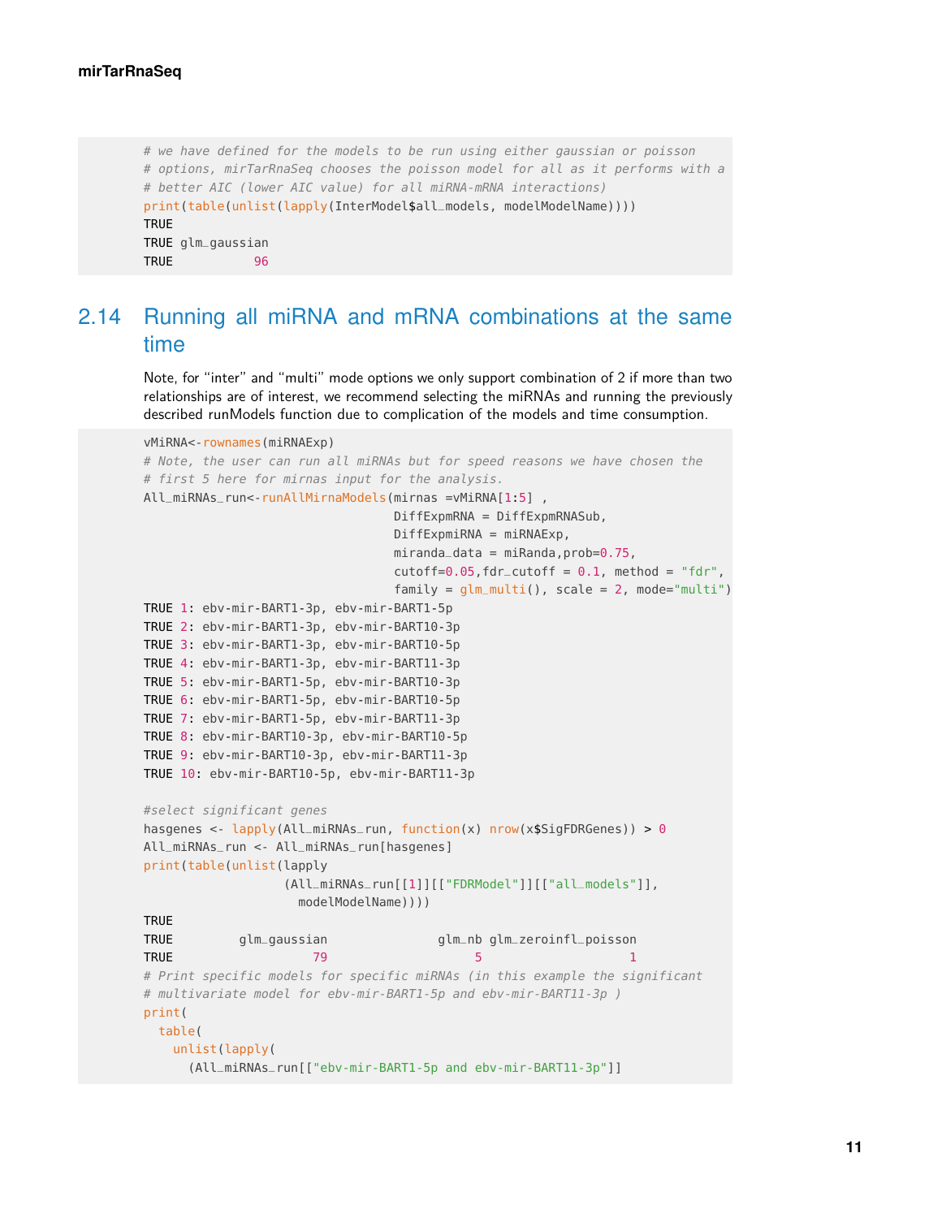```
# we have defined for the models to be run using either gaussian or poisson
# options, mirTarRnaSeq chooses the poisson model for all as it performs with a
# better AIC (lower AIC value) for all miRNA-mRNA interactions)
print(table(unlist(lapply(InterModel$all_models, modelModelName))))
TRUE
TRUE glm_gaussian
TRUE           96
```

## 2.14 Running all miRNA and mRNA combinations at the same time

Note, for “inter” and “multi” mode options we only support combination of 2 if more than two relationships are of interest, we recommend selecting the miRNAs and running the previously described runModels function due to complication of the models and time consumption.

```
vMiRNA<-rownames(miRNAExp)
# Note, the user can run all miRNAs but for speed reasons we have chosen the
# first 5 here for mirnas input for the analysis.
All_miRNAs_run<-runAllMirnaModels(mirnas =vMiRNA[1:5] ,
                                  DiffExpmRNA = DiffExpmRNASub,
                                  DiffExpmiRNA = miRNAExp,
                                  miranda_data = miRanda,prob=0.75,
                                  cutoff=0.05,fdr_cutoff = 0.1, method = "fdr",
                                  family = glm_multi(), scale = 2, mode="multi")
TRUE 1: ebv-mir-BART1-3p, ebv-mir-BART1-5p
TRUE 2: ebv-mir-BART1-3p, ebv-mir-BART10-3p
TRUE 3: ebv-mir-BART1-3p, ebv-mir-BART10-5p
TRUE 4: ebv-mir-BART1-3p, ebv-mir-BART11-3p
TRUE 5: ebv-mir-BART1-5p, ebv-mir-BART10-3p
TRUE 6: ebv-mir-BART1-5p, ebv-mir-BART10-5p
TRUE 7: ebv-mir-BART1-5p, ebv-mir-BART11-3p
TRUE 8: ebv-mir-BART10-3p, ebv-mir-BART10-5p
TRUE 9: ebv-mir-BART10-3p, ebv-mir-BART11-3p
TRUE 10: ebv-mir-BART10-5p, ebv-mir-BART11-3p

#select significant genes
hasgenes <- lapply(All_miRNAs_run, function(x) nrow(x$SigFDRGenes)) > 0
All_miRNAs_run <- All_miRNAs_run[hasgenes]
print(table(unlist(lapply
                   (All_miRNAs_run[[1]][["FDRModel"]][["all_models"]],
                     modelModelName))))
TRUE
TRUE         glm_gaussian               glm_nb glm_zeroinfl_poisson
TRUE                   79                    5                    1
# Print specific models for specific miRNAs (in this example the significant
# multivariate model for ebv-mir-BART1-5p and ebv-mir-BART11-3p )
print(
  table(
    unlist(lapply(
      (All_miRNAs_run[["ebv-mir-BART1-5p and ebv-mir-BART11-3p"]]
```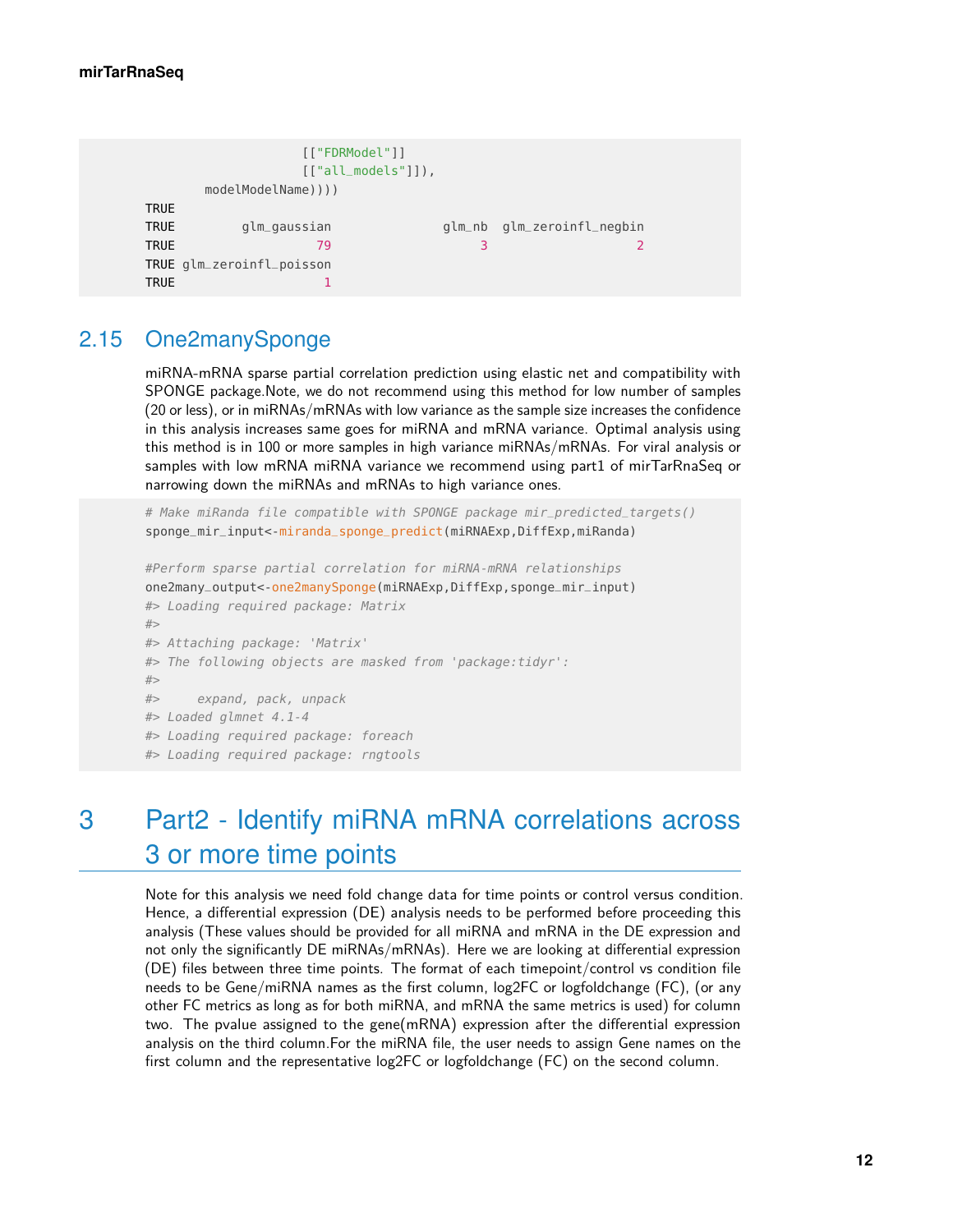```
                      [["FDRModel"]]
                      [["all_models"]]),
        modelModelName))))
TRUE
TRUE         glm_gaussian              glm_nb  glm_zeroinfl_negbin
TRUE                   79                   3                    2
TRUE glm_zeroinfl_poisson
TRUE                    1
```

## 2.15 One2manySponge

miRNA-mRNA sparse partial correlation prediction using elastic net and compatibility with SPONGE package.Note, we do not recommend using this method for low number of samples (20 or less), or in miRNAs/mRNAs with low variance as the sample size increases the confidence in this analysis increases same goes for miRNA and mRNA variance. Optimal analysis using this method is in 100 or more samples in high variance miRNAs/mRNAs. For viral analysis or samples with low mRNA miRNA variance we recommend using part1 of mirTarRnaSeq or narrowing down the miRNAs and mRNAs to high variance ones.

```
# Make miRanda file compatible with SPONGE package mir_predicted_targets()
sponge_mir_input<-miranda_sponge_predict(miRNAExp,DiffExp,miRanda)

#Perform sparse partial correlation for miRNA-mRNA relationships
one2many_output<-one2manySponge(miRNAExp,DiffExp,sponge_mir_input)
#> Loading required package: Matrix
#>
#> Attaching package: 'Matrix'
#> The following objects are masked from 'package:tidyr':
#>
#>     expand, pack, unpack
#> Loaded glmnet 4.1-4
#> Loading required package: foreach
#> Loading required package: rngtools
```

# 3 Part2 - Identify miRNA mRNA correlations across 3 or more time points

Note for this analysis we need fold change data for time points or control versus condition. Hence, a differential expression (DE) analysis needs to be performed before proceeding this analysis (These values should be provided for all miRNA and mRNA in the DE expression and not only the significantly DE miRNAs/mRNAs). Here we are looking at differential expression (DE) files between three time points. The format of each timepoint/control vs condition file needs to be Gene/miRNA names as the first column, log2FC or logfoldchange (FC), (or any other FC metrics as long as for both miRNA, and mRNA the same metrics is used) for column two. The pvalue assigned to the gene(mRNA) expression after the differential expression analysis on the third column.For the miRNA file, the user needs to assign Gene names on the first column and the representative log2FC or logfoldchange (FC) on the second column.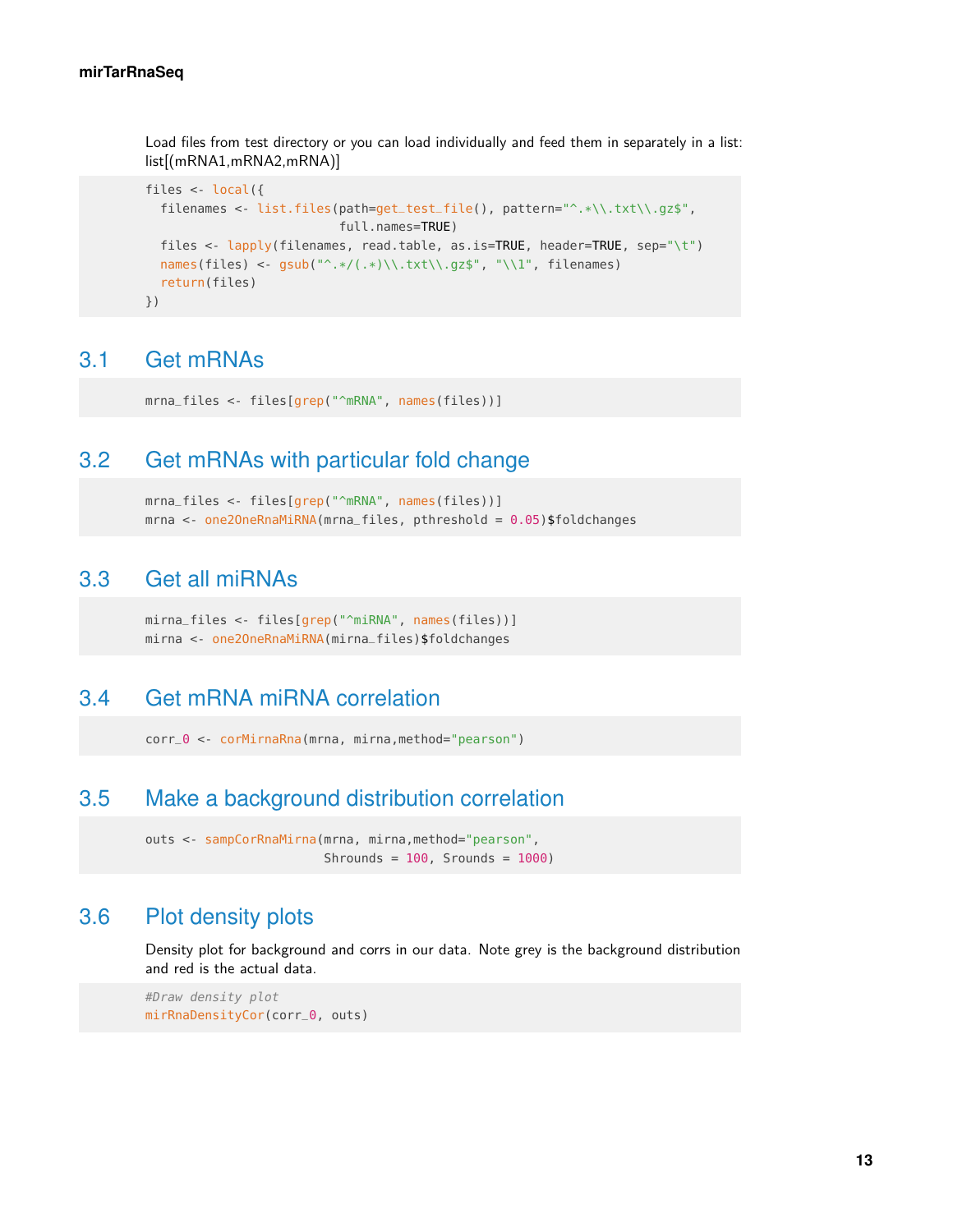Load files from test directory or you can load individually and feed them in separately in a list: list[(mRNA1,mRNA2,mRNA)]

```
files <- local({
  filenames <- list.files(path=get_test_file(), pattern="^.*\\.txt\\.gz$",
                          full.names=TRUE)
  files <- lapply(filenames, read.table, as.is=TRUE, header=TRUE, sep="\t")
  names(files) <- gsub("^.*/(.*)\\.txt\\.gz$", "\\1", filenames)
  return(files)
})
```

## 3.1 Get mRNAs

```
mrna_files <- files[grep("^mRNA", names(files))]
```

## 3.2 Get mRNAs with particular fold change

```
mrna_files <- files[grep("^mRNA", names(files))]
mrna <- one2OneRnaMiRNA(mrna_files, pthreshold = 0.05)$foldchanges
```

## 3.3 Get all miRNAs

```
mirna_files <- files[grep("^miRNA", names(files))]
mirna <- one2OneRnaMiRNA(mirna_files)$foldchanges
```

## 3.4 Get mRNA miRNA correlation

```
corr_0 <- corMirnaRna(mrna, mirna,method="pearson")
```

## 3.5 Make a background distribution correlation

```
outs <- sampCorRnaMirna(mrna, mirna,method="pearson",
                        Shrounds = 100, Srounds = 1000)
```

## 3.6 Plot density plots

Density plot for background and corrs in our data. Note grey is the background distribution and red is the actual data.

```
#Draw density plot
mirRnaDensityCor(corr_0, outs)
```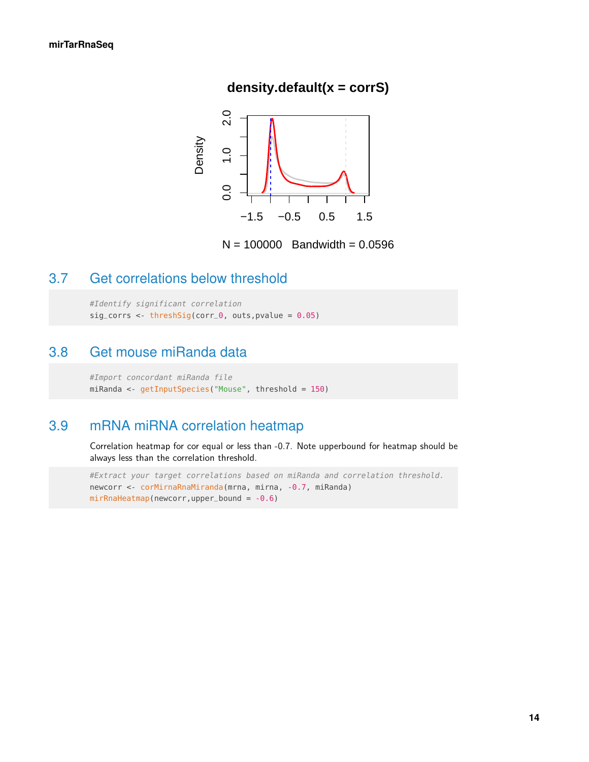## 3.7 Get correlations below threshold

```
#Identify significant correlation
sig_corrs <- threshSig(corr_0, outs,pvalue = 0.05)
```

## 3.8 Get mouse miRanda data

```
#Import concordant miRanda file
miRanda <- getInputSpecies("Mouse", threshold = 150)
```

## 3.9 mRNA miRNA correlation heatmap

Correlation heatmap for cor equal or less than -0.7. Note upperbound for heatmap should be always less than the correlation threshold.

```
#Extract your target correlations based on miRanda and correlation threshold.
newcorr <- corMirnaRnaMiranda(mrna, mirna, -0.7, miRanda)
mirRnaHeatmap(newcorr,upper_bound = -0.6)
```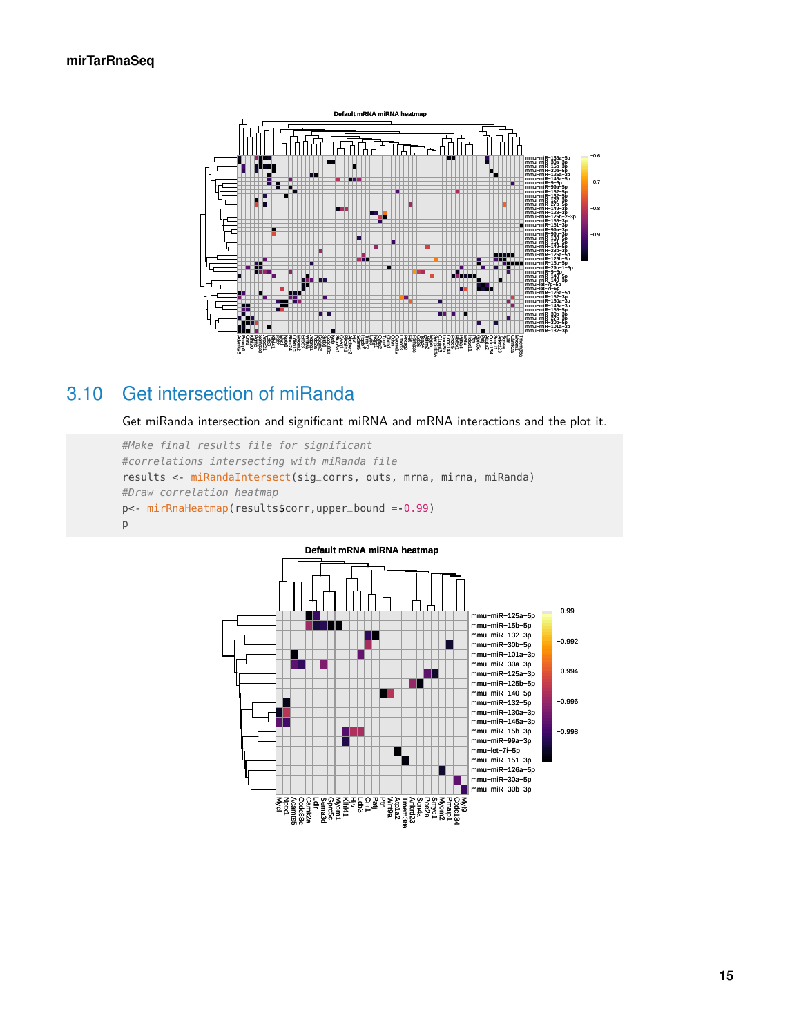## 3.10 Get intersection of miRanda

Get miRanda intersection and significant miRNA and mRNA interactions and the plot it.

```
#Make final results file for significant
#correlations intersecting with miRanda file
results <- miRandaIntersect(sig_corrs, outs, mrna, mirna, miRanda)
#Draw correlation heatmap
p<- mirRnaHeatmap(results$corr,upper_bound =-0.99)
p
```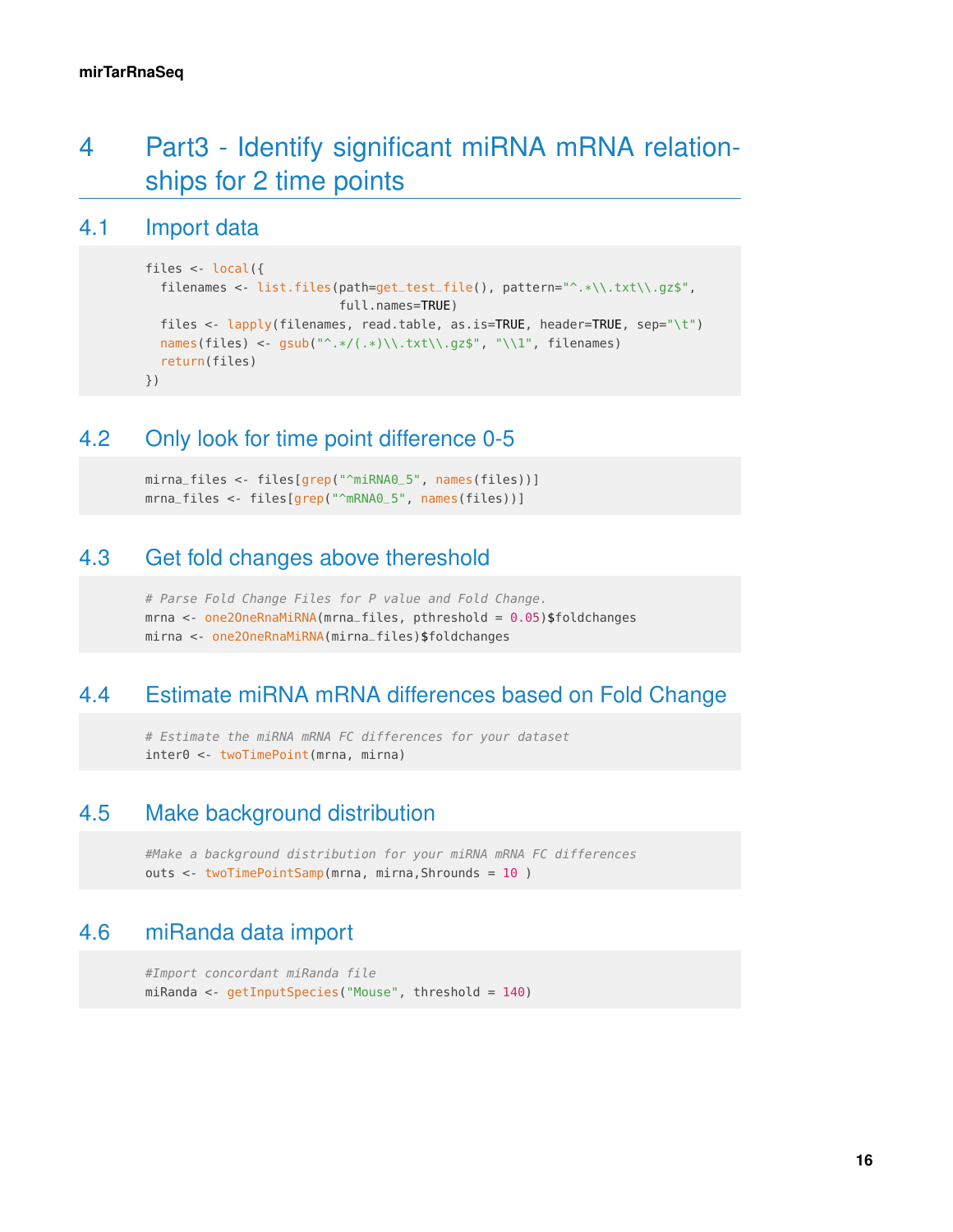# 4 Part3 - Identify significant miRNA mRNA relationships for 2 time points

## 4.1 Import data

```
files <- local({
  filenames <- list.files(path=get_test_file(), pattern="^.*\\.txt\\.gz$",
                          full.names=TRUE)
  files <- lapply(filenames, read.table, as.is=TRUE, header=TRUE, sep="\t")
  names(files) <- gsub("^.*/(.*)\\.txt\\.gz$", "\\1", filenames)
  return(files)
})
```

## 4.2 Only look for time point difference 0-5

```
mirna_files <- files[grep("^miRNA0_5", names(files))]
mrna_files <- files[grep("^mRNA0_5", names(files))]
```

## 4.3 Get fold changes above thereshold

```
# Parse Fold Change Files for P value and Fold Change.
mrna <- one2OneRnaMiRNA(mrna_files, pthreshold = 0.05)$foldchanges
mirna <- one2OneRnaMiRNA(mirna_files)$foldchanges
```

## 4.4 Estimate miRNA mRNA differences based on Fold Change

```
# Estimate the miRNA mRNA FC differences for your dataset
inter0 <- twoTimePoint(mrna, mirna)
```

## 4.5 Make background distribution

```
#Make a background distribution for your miRNA mRNA FC differences
outs <- twoTimePointSamp(mrna, mirna,Shrounds = 10 )
```

## 4.6 miRanda data import

```
#Import concordant miRanda file
miRanda <- getInputSpecies("Mouse", threshold = 140)
```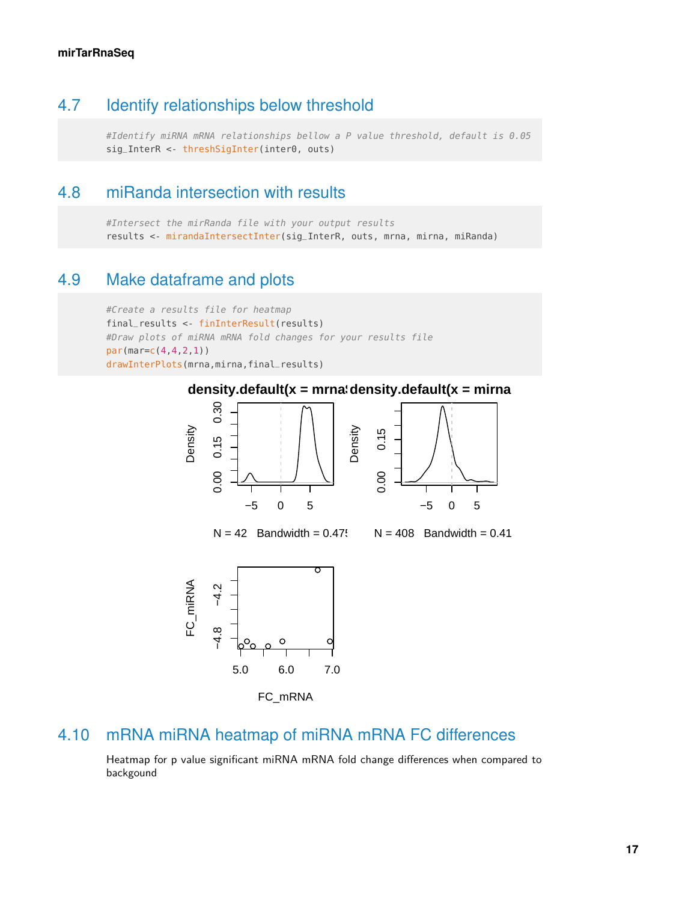## 4.7 Identify relationships below threshold

```
#Identify miRNA mRNA relationships bellow a P value threshold, default is 0.05
sig_InterR <- threshSigInter(inter0, outs)
```

## 4.8 miRanda intersection with results

```
#Intersect the mirRanda file with your output results
results <- mirandaIntersectInter(sig_InterR, outs, mrna, mirna, miRanda)
```

## 4.9 Make dataframe and plots

```
#Create a results file for heatmap
final_results <- finInterResult(results)
#Draw plots of miRNA mRNA fold changes for your results file
par(mar=c(4,4,2,1))
drawInterPlots(mrna,mirna,final_results)
```

## 4.10 mRNA miRNA heatmap of miRNA mRNA FC differences

Heatmap for p value significant miRNA mRNA fold change differences when compared to backgound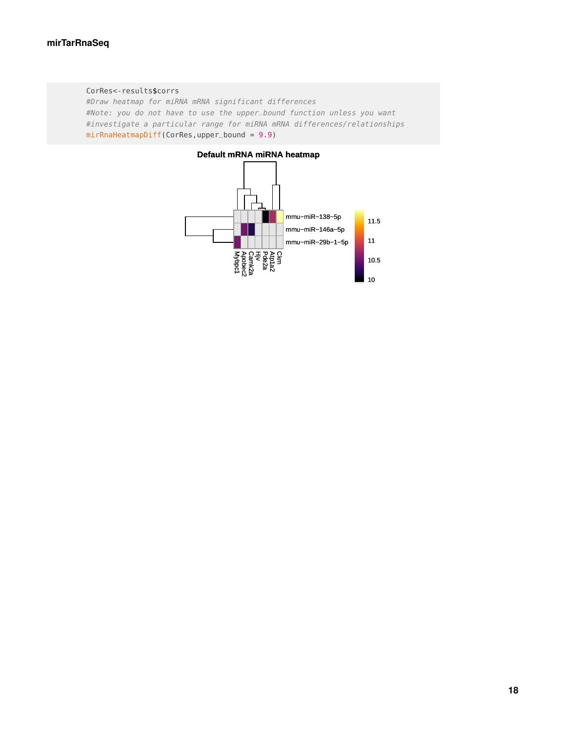```
CorRes<-results$corrs
#Draw heatmap for miRNA mRNA significant differences
#Note: you do not have to use the upper_bound function unless you want
#investigate a particular range for miRNA mRNA differences/relationships
mirRnaHeatmapDiff(CorRes,upper_bound = 9.9)
```

Default mRNA miRNA heatmap

mmu−miR−138−5p
mmu−miR−146a−5p
mmu−miR−29b−1−5p

Mybpc1
Apobec2
Camk2a
Hjv
Pde2a
Atp1a2
Ckm

11.5
11
10.5
10